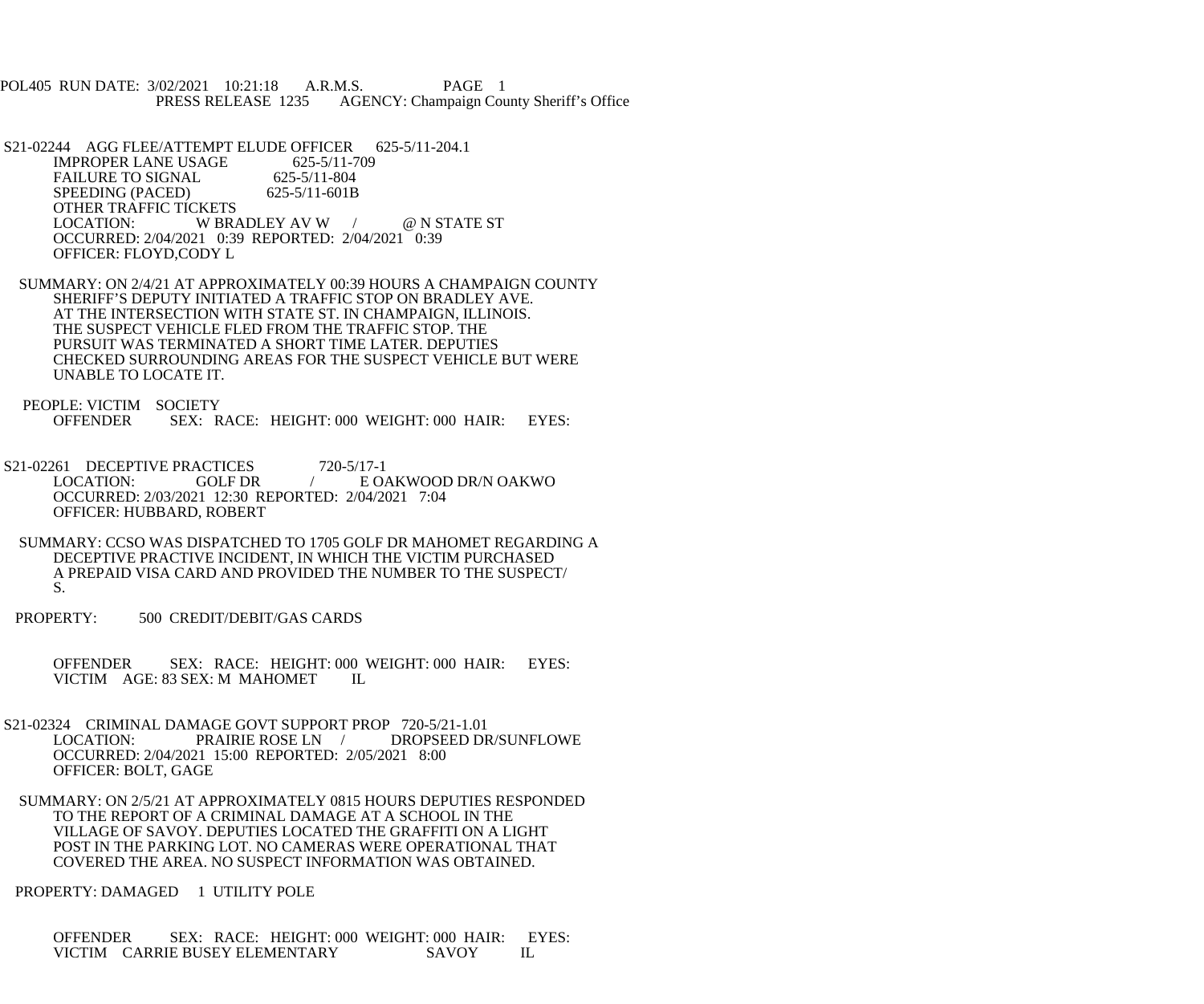POL405 RUN DATE: 3/02/2021 10:21:18 A.R.M.S. PAGE 1
PRESS RELEASE 1235 AGENCY: Champaign County Sheriff's Office

S21-02244 AGG FLEE/ATTEMPT ELUDE OFFICER 625-5/11-204.1
IMPROPER LANE USAGE 625-5/11-709
FAILURE TO SIGNAL 625-5/11-804
SPEEDING (PACED) 625-5/11-601B
OTHER TRAFFIC TICKETS
LOCATION: W BRADLEY AV W / @ N STATE ST
OCCURRED: 2/04/2021 0:39 REPORTED: 2/04/2021 0:39
OFFICER: FLOYD,CODY L

SUMMARY: ON 2/4/21 AT APPROXIMATELY 00:39 HOURS A CHAMPAIGN COUNTY SHERIFF'S DEPUTY INITIATED A TRAFFIC STOP ON BRADLEY AVE. AT THE INTERSECTION WITH STATE ST. IN CHAMPAIGN, ILLINOIS. THE SUSPECT VEHICLE FLED FROM THE TRAFFIC STOP. THE PURSUIT WAS TERMINATED A SHORT TIME LATER. DEPUTIES CHECKED SURROUNDING AREAS FOR THE SUSPECT VEHICLE BUT WERE UNABLE TO LOCATE IT.

PEOPLE: VICTIM SOCIETY
OFFENDER SEX: RACE: HEIGHT: 000 WEIGHT: 000 HAIR: EYES:

S21-02261 DECEPTIVE PRACTICES 720-5/17-1
LOCATION: GOLF DR / E OAKWOOD DR/N OAKWO
OCCURRED: 2/03/2021 12:30 REPORTED: 2/04/2021 7:04
OFFICER: HUBBARD, ROBERT

SUMMARY: CCSO WAS DISPATCHED TO 1705 GOLF DR MAHOMET REGARDING A DECEPTIVE PRACTIVE INCIDENT, IN WHICH THE VICTIM PURCHASED A PREPAID VISA CARD AND PROVIDED THE NUMBER TO THE SUSPECT/ S.

PROPERTY: 500 CREDIT/DEBIT/GAS CARDS

OFFENDER SEX: RACE: HEIGHT: 000 WEIGHT: 000 HAIR: EYES:
VICTIM AGE: 83 SEX: M MAHOMET IL

S21-02324 CRIMINAL DAMAGE GOVT SUPPORT PROP 720-5/21-1.01
LOCATION: PRAIRIE ROSE LN / DROPSEED DR/SUNFLOWE
OCCURRED: 2/04/2021 15:00 REPORTED: 2/05/2021 8:00
OFFICER: BOLT, GAGE

SUMMARY: ON 2/5/21 AT APPROXIMATELY 0815 HOURS DEPUTIES RESPONDED TO THE REPORT OF A CRIMINAL DAMAGE AT A SCHOOL IN THE VILLAGE OF SAVOY. DEPUTIES LOCATED THE GRAFFITI ON A LIGHT POST IN THE PARKING LOT. NO CAMERAS WERE OPERATIONAL THAT COVERED THE AREA. NO SUSPECT INFORMATION WAS OBTAINED.

PROPERTY: DAMAGED 1 UTILITY POLE

OFFENDER SEX: RACE: HEIGHT: 000 WEIGHT: 000 HAIR: EYES:
VICTIM CARRIE BUSEY ELEMENTARY SAVOY IL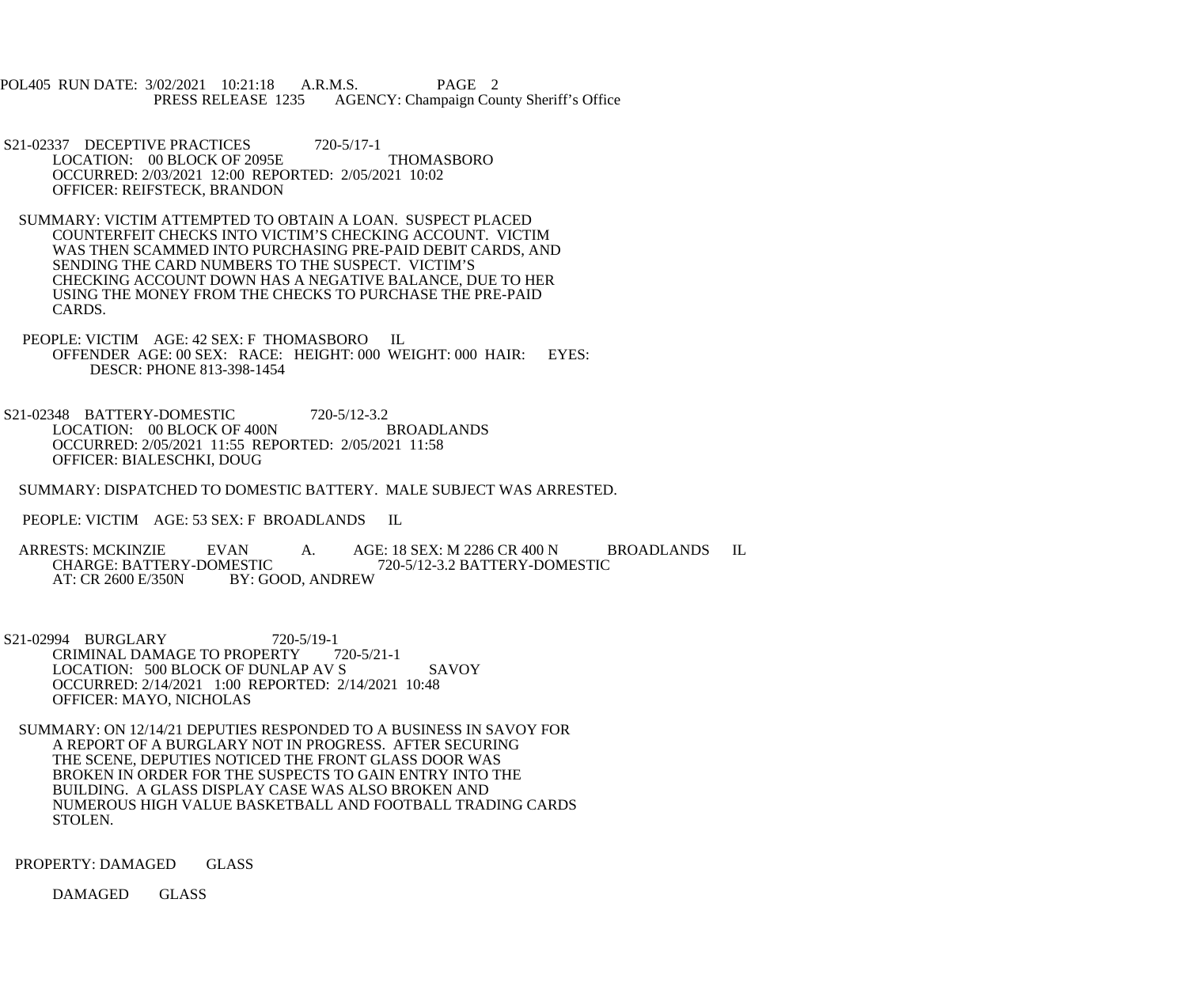S21-02337 DECEPTIVE PRACTICES 720-5/17-1
LOCATION: 00 BLOCK OF 2095E THOMASBORO
OCCURRED: 2/03/2021 12:00 REPORTED: 2/05/2021 10:02
OFFICER: REIFSTECK, BRANDON

SUMMARY: VICTIM ATTEMPTED TO OBTAIN A LOAN. SUSPECT PLACED COUNTERFEIT CHECKS INTO VICTIM'S CHECKING ACCOUNT. VICTIM WAS THEN SCAMMED INTO PURCHASING PRE-PAID DEBIT CARDS, AND SENDING THE CARD NUMBERS TO THE SUSPECT. VICTIM'S CHECKING ACCOUNT DOWN HAS A NEGATIVE BALANCE, DUE TO HER USING THE MONEY FROM THE CHECKS TO PURCHASE THE PRE-PAID CARDS.

PEOPLE: VICTIM AGE: 42 SEX: F THOMASBORO IL
OFFENDER AGE: 00 SEX: RACE: HEIGHT: 000 WEIGHT: 000 HAIR: EYES:
DESCR: PHONE 813-398-1454

S21-02348 BATTERY-DOMESTIC 720-5/12-3.2
LOCATION: 00 BLOCK OF 400N BROADLANDS
OCCURRED: 2/05/2021 11:55 REPORTED: 2/05/2021 11:58
OFFICER: BIALESCHKI, DOUG

SUMMARY: DISPATCHED TO DOMESTIC BATTERY. MALE SUBJECT WAS ARRESTED.

PEOPLE: VICTIM AGE: 53 SEX: F BROADLANDS IL

ARRESTS: MCKINZIE EVAN A. AGE: 18 SEX: M 2286 CR 400 N BROADLANDS IL
CHARGE: BATTERY-DOMESTIC 720-5/12-3.2 BATTERY-DOMESTIC
AT: CR 2600 E/350N BY: GOOD, ANDREW

S21-02994 BURGLARY 720-5/19-1
CRIMINAL DAMAGE TO PROPERTY 720-5/21-1
LOCATION: 500 BLOCK OF DUNLAP AV S SAVOY
OCCURRED: 2/14/2021 1:00 REPORTED: 2/14/2021 10:48
OFFICER: MAYO, NICHOLAS

SUMMARY: ON 12/14/21 DEPUTIES RESPONDED TO A BUSINESS IN SAVOY FOR A REPORT OF A BURGLARY NOT IN PROGRESS. AFTER SECURING THE SCENE, DEPUTIES NOTICED THE FRONT GLASS DOOR WAS BROKEN IN ORDER FOR THE SUSPECTS TO GAIN ENTRY INTO THE BUILDING. A GLASS DISPLAY CASE WAS ALSO BROKEN AND NUMEROUS HIGH VALUE BASKETBALL AND FOOTBALL TRADING CARDS STOLEN.

PROPERTY: DAMAGED GLASS

DAMAGED GLASS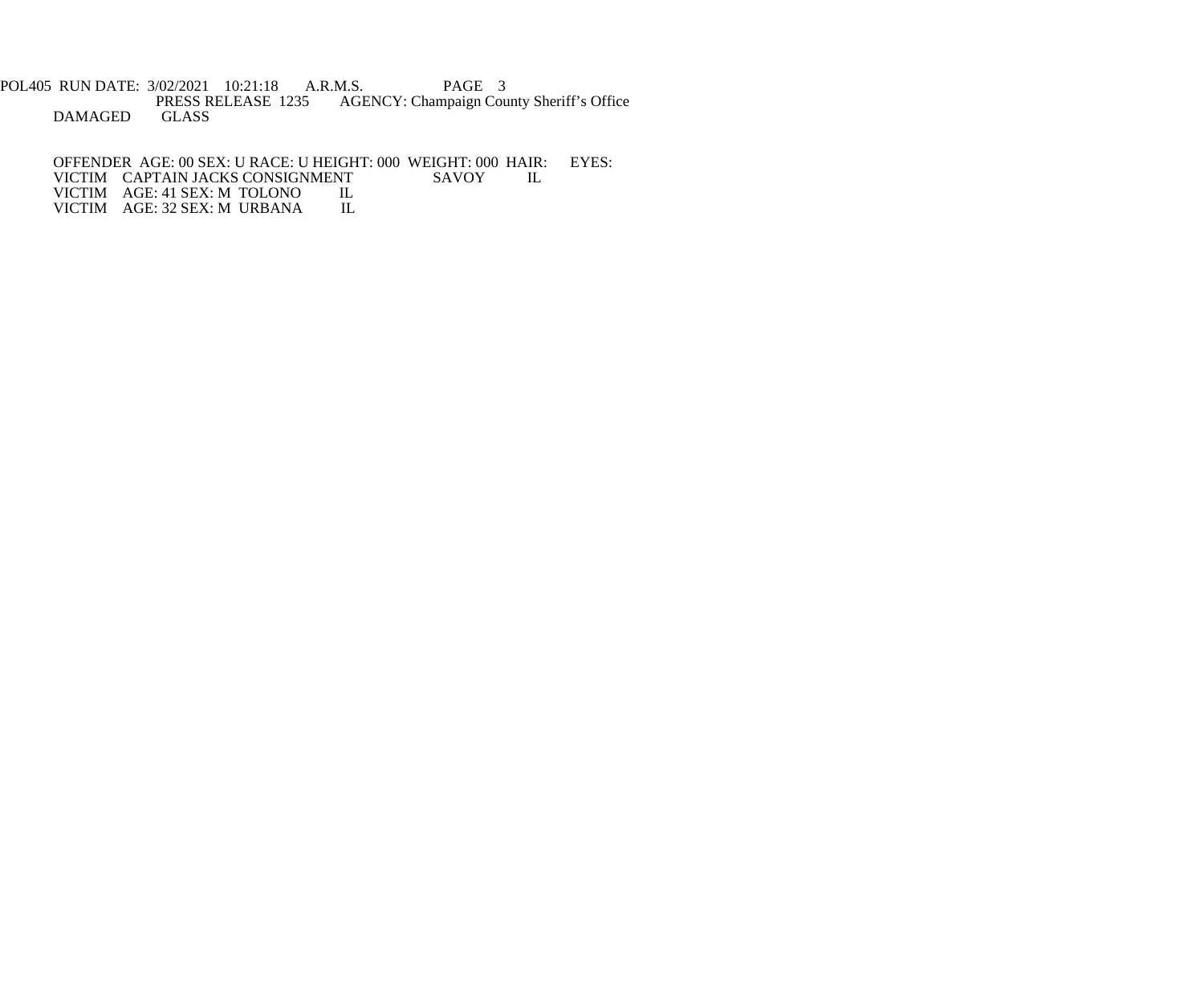DAMAGED GLASS

OFFENDER AGE: 00 SEX: U RACE: U HEIGHT: 000 WEIGHT: 000 HAIR: EYES:
VICTIM CAPTAIN JACKS CONSIGNMENT SAVOY IL
VICTIM AGE: 41 SEX: M TOLONO IL
VICTIM AGE: 32 SEX: M URBANA IL